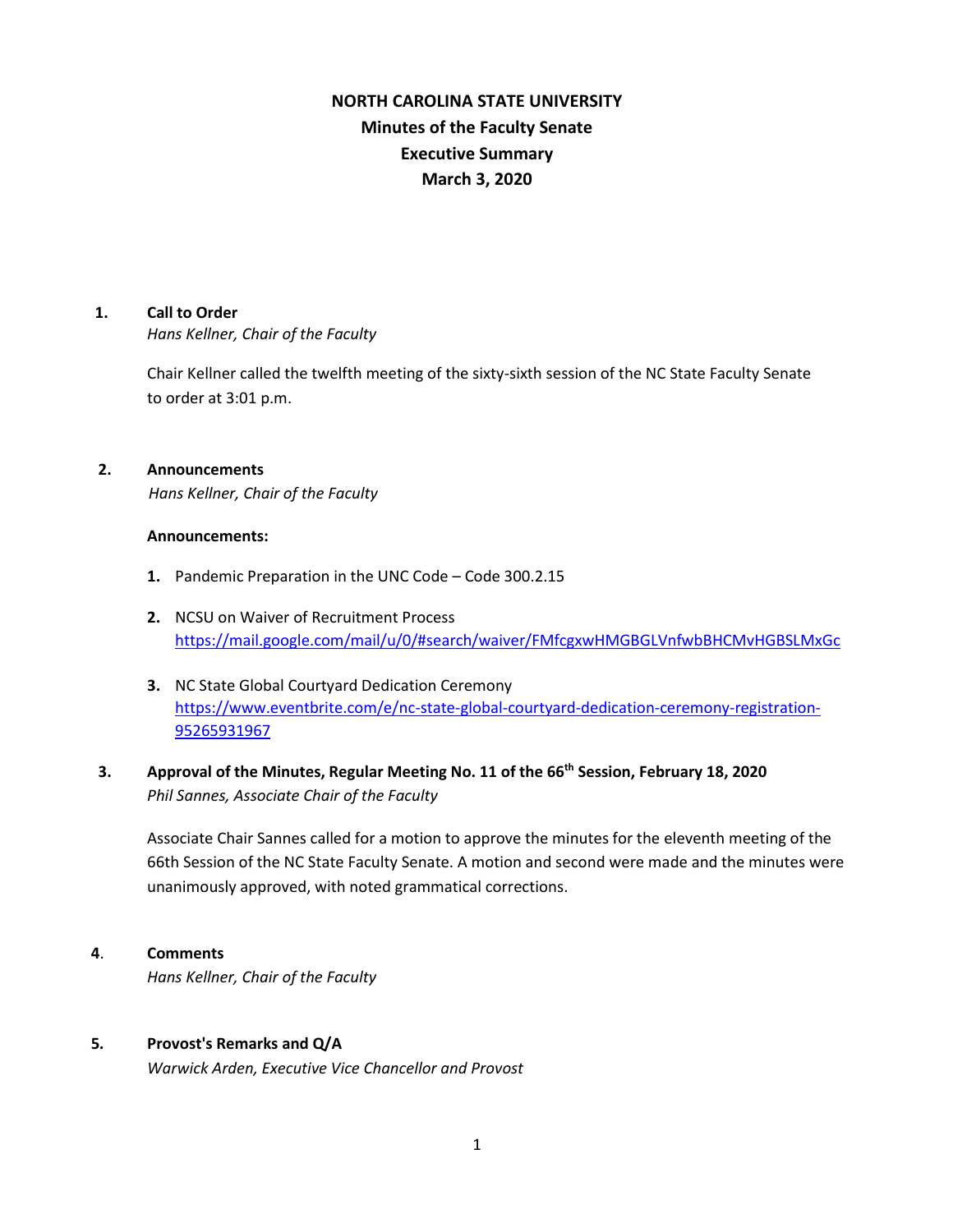# NORTH CAROLINA STATE UNIVERSITY
## Minutes of the Faculty Senate
## Executive Summary
## March 3, 2020

**1. Call to Order**
*Hans Kellner, Chair of the Faculty*

Chair Kellner called the twelfth meeting of the sixty-sixth session of the NC State Faculty Senate to order at 3:01 p.m.

**2. Announcements**
*Hans Kellner, Chair of the Faculty*

**Announcements:**

1. Pandemic Preparation in the UNC Code – Code 300.2.15
2. NCSU on Waiver of Recruitment Process
   https://mail.google.com/mail/u/0/#search/waiver/FMfcgxwHMGBGLVnfwbBHCMvHGBSLMxGc
3. NC State Global Courtyard Dedication Ceremony
   https://www.eventbrite.com/e/nc-state-global-courtyard-dedication-ceremony-registration-95265931967

**3. Approval of the Minutes, Regular Meeting No. 11 of the 66th Session, February 18, 2020**
*Phil Sannes, Associate Chair of the Faculty*

Associate Chair Sannes called for a motion to approve the minutes for the eleventh meeting of the 66th Session of the NC State Faculty Senate. A motion and second were made and the minutes were unanimously approved, with noted grammatical corrections.

**4. Comments**
*Hans Kellner, Chair of the Faculty*

**5. Provost's Remarks and Q/A**
*Warwick Arden, Executive Vice Chancellor and Provost*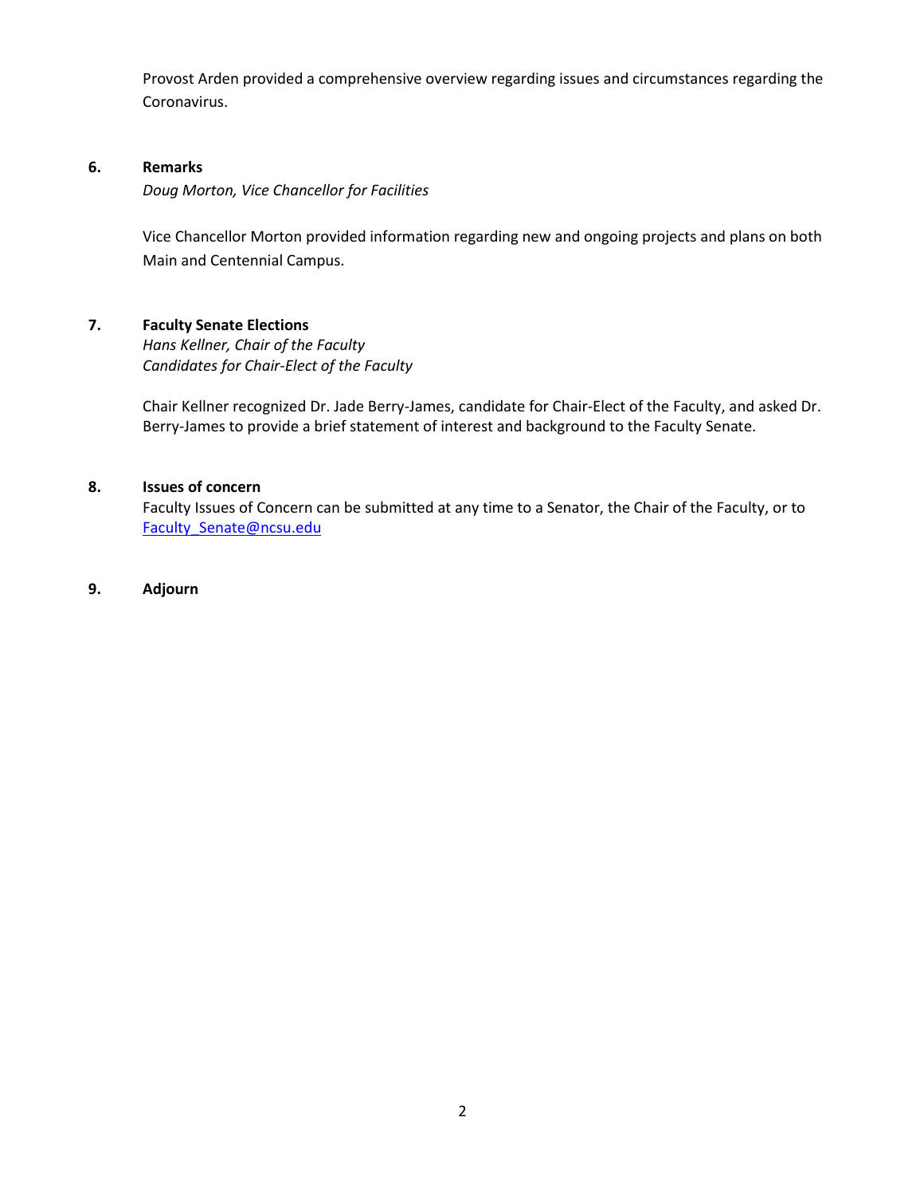Provost Arden provided a comprehensive overview regarding issues and circumstances regarding the Coronavirus.

**6. Remarks**

*Doug Morton, Vice Chancellor for Facilities*

Vice Chancellor Morton provided information regarding new and ongoing projects and plans on both Main and Centennial Campus.

**7. Faculty Senate Elections**

*Hans Kellner, Chair of the Faculty*
*Candidates for Chair-Elect of the Faculty*

Chair Kellner recognized Dr. Jade Berry-James, candidate for Chair-Elect of the Faculty, and asked Dr. Berry-James to provide a brief statement of interest and background to the Faculty Senate.

**8. Issues of concern**

Faculty Issues of Concern can be submitted at any time to a Senator, the Chair of the Faculty, or to Faculty_Senate@ncsu.edu

**9. Adjourn**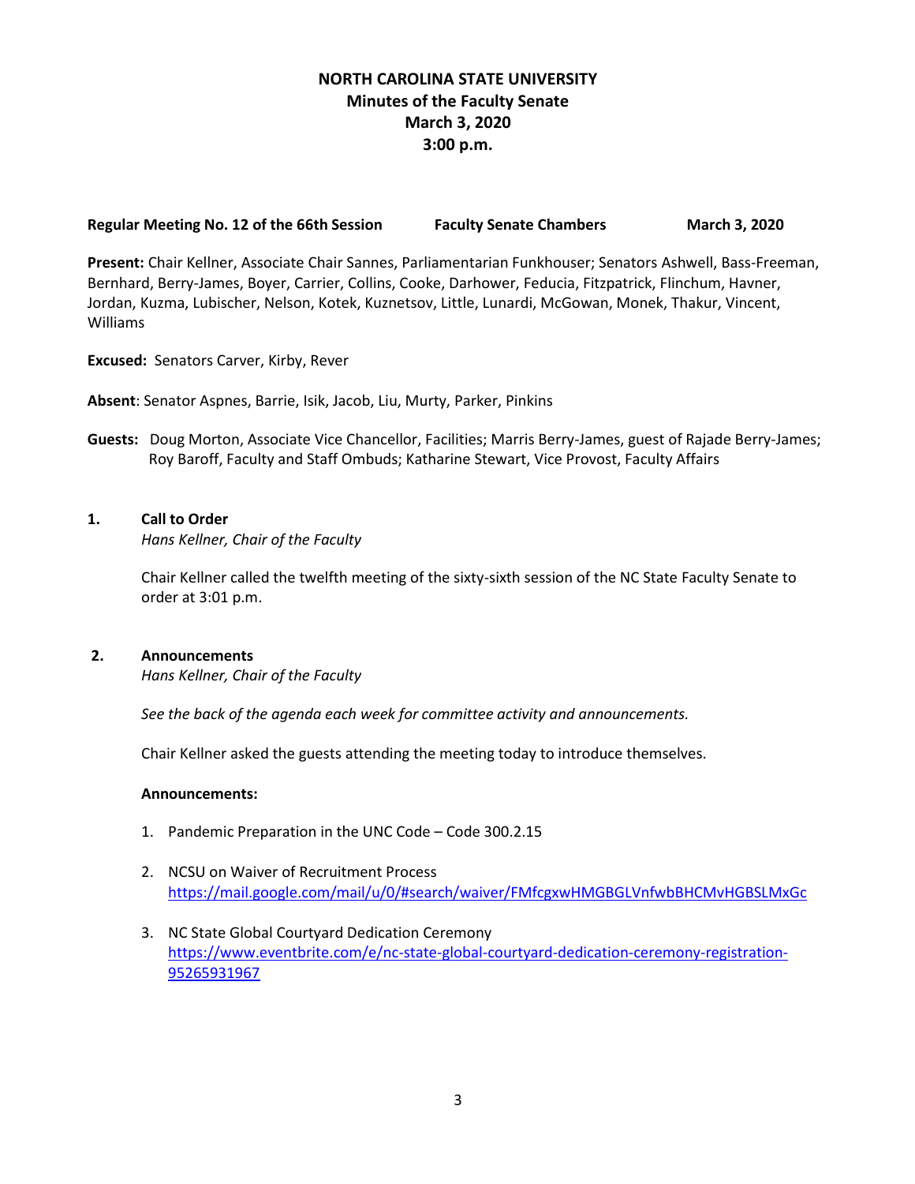# NORTH CAROLINA STATE UNIVERSITY
## Minutes of the Faculty Senate
## March 3, 2020
## 3:00 p.m.

**Regular Meeting No. 12 of the 66th Session** **Faculty Senate Chambers** **March 3, 2020**

**Present:** Chair Kellner, Associate Chair Sannes, Parliamentarian Funkhouser; Senators Ashwell, Bass-Freeman, Bernhard, Berry-James, Boyer, Carrier, Collins, Cooke, Darhower, Feducia, Fitzpatrick, Flinchum, Havner, Jordan, Kuzma, Lubischer, Nelson, Kotek, Kuznetsov, Little, Lunardi, McGowan, Monek, Thakur, Vincent, Williams

**Excused:** Senators Carver, Kirby, Rever

**Absent**: Senator Aspnes, Barrie, Isik, Jacob, Liu, Murty, Parker, Pinkins

**Guests:** Doug Morton, Associate Vice Chancellor, Facilities; Marris Berry-James, guest of Rajade Berry-James; Roy Baroff, Faculty and Staff Ombuds; Katharine Stewart, Vice Provost, Faculty Affairs

**1. Call to Order**
*Hans Kellner, Chair of the Faculty*

Chair Kellner called the twelfth meeting of the sixty-sixth session of the NC State Faculty Senate to order at 3:01 p.m.

**2. Announcements**
*Hans Kellner, Chair of the Faculty*

*See the back of the agenda each week for committee activity and announcements.*

Chair Kellner asked the guests attending the meeting today to introduce themselves.

**Announcements:**

1. Pandemic Preparation in the UNC Code – Code 300.2.15

2. NCSU on Waiver of Recruitment Process
https://mail.google.com/mail/u/0/#search/waiver/FMfcgxwHMGBGLVnfwbBHCMvHGBSLMxGc

3. NC State Global Courtyard Dedication Ceremony
https://www.eventbrite.com/e/nc-state-global-courtyard-dedication-ceremony-registration-95265931967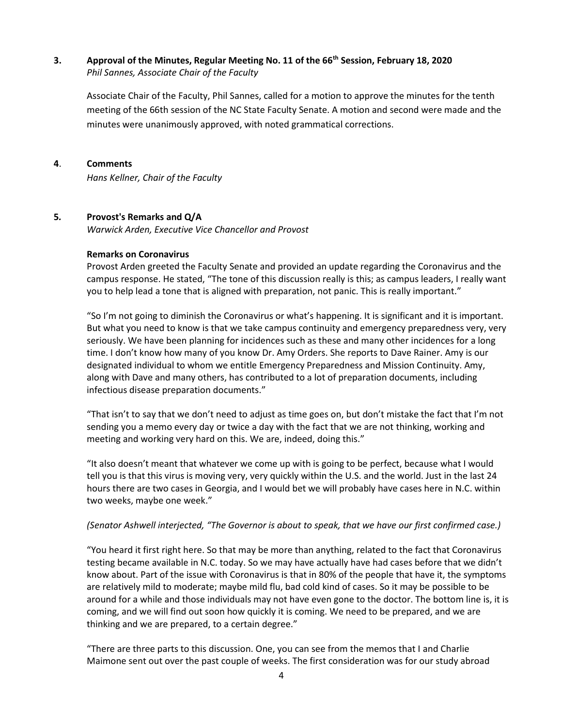## 3. Approval of the Minutes, Regular Meeting No. 11 of the 66th Session, February 18, 2020

*Phil Sannes, Associate Chair of the Faculty*

Associate Chair of the Faculty, Phil Sannes, called for a motion to approve the minutes for the tenth meeting of the 66th session of the NC State Faculty Senate. A motion and second were made and the minutes were unanimously approved, with noted grammatical corrections.

## 4. Comments

*Hans Kellner, Chair of the Faculty*

## 5. Provost's Remarks and Q/A

*Warwick Arden, Executive Vice Chancellor and Provost*

**Remarks on Coronavirus**

Provost Arden greeted the Faculty Senate and provided an update regarding the Coronavirus and the campus response. He stated, "The tone of this discussion really is this; as campus leaders, I really want you to help lead a tone that is aligned with preparation, not panic. This is really important."

"So I'm not going to diminish the Coronavirus or what's happening. It is significant and it is important. But what you need to know is that we take campus continuity and emergency preparedness very, very seriously. We have been planning for incidences such as these and many other incidences for a long time. I don't know how many of you know Dr. Amy Orders. She reports to Dave Rainer. Amy is our designated individual to whom we entitle Emergency Preparedness and Mission Continuity. Amy, along with Dave and many others, has contributed to a lot of preparation documents, including infectious disease preparation documents."

"That isn't to say that we don't need to adjust as time goes on, but don't mistake the fact that I'm not sending you a memo every day or twice a day with the fact that we are not thinking, working and meeting and working very hard on this. We are, indeed, doing this."

"It also doesn't meant that whatever we come up with is going to be perfect, because what I would tell you is that this virus is moving very, very quickly within the U.S. and the world. Just in the last 24 hours there are two cases in Georgia, and I would bet we will probably have cases here in N.C. within two weeks, maybe one week."

*(Senator Ashwell interjected, "The Governor is about to speak, that we have our first confirmed case.)*

"You heard it first right here. So that may be more than anything, related to the fact that Coronavirus testing became available in N.C. today. So we may have actually have had cases before that we didn't know about. Part of the issue with Coronavirus is that in 80% of the people that have it, the symptoms are relatively mild to moderate; maybe mild flu, bad cold kind of cases. So it may be possible to be around for a while and those individuals may not have even gone to the doctor. The bottom line is, it is coming, and we will find out soon how quickly it is coming. We need to be prepared, and we are thinking and we are prepared, to a certain degree."

"There are three parts to this discussion. One, you can see from the memos that I and Charlie Maimone sent out over the past couple of weeks. The first consideration was for our study abroad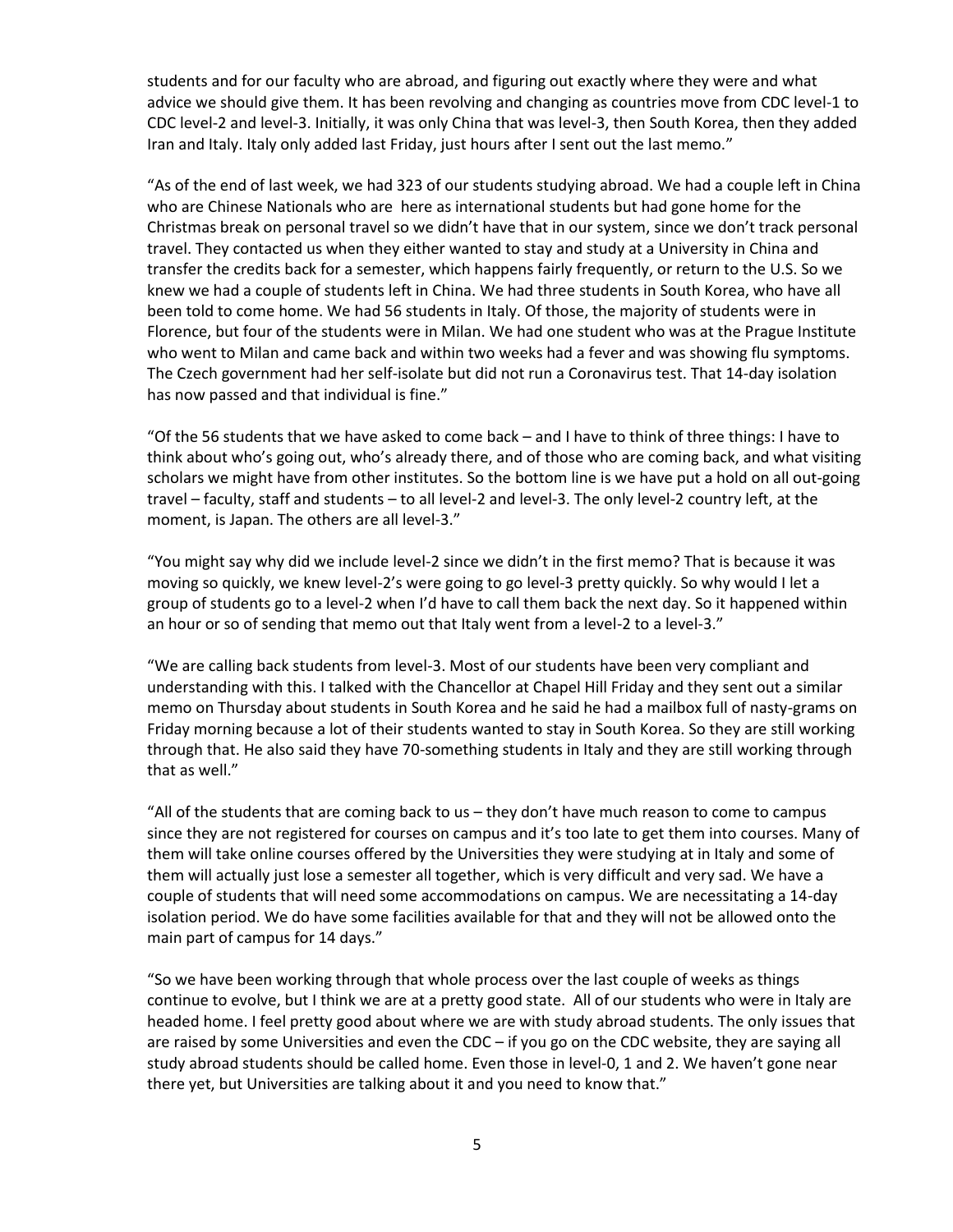students and for our faculty who are abroad, and figuring out exactly where they were and what advice we should give them. It has been revolving and changing as countries move from CDC level-1 to CDC level-2 and level-3. Initially, it was only China that was level-3, then South Korea, then they added Iran and Italy. Italy only added last Friday, just hours after I sent out the last memo."

"As of the end of last week, we had 323 of our students studying abroad. We had a couple left in China who are Chinese Nationals who are here as international students but had gone home for the Christmas break on personal travel so we didn't have that in our system, since we don't track personal travel. They contacted us when they either wanted to stay and study at a University in China and transfer the credits back for a semester, which happens fairly frequently, or return to the U.S. So we knew we had a couple of students left in China. We had three students in South Korea, who have all been told to come home. We had 56 students in Italy. Of those, the majority of students were in Florence, but four of the students were in Milan. We had one student who was at the Prague Institute who went to Milan and came back and within two weeks had a fever and was showing flu symptoms. The Czech government had her self-isolate but did not run a Coronavirus test. That 14-day isolation has now passed and that individual is fine."

"Of the 56 students that we have asked to come back – and I have to think of three things: I have to think about who's going out, who's already there, and of those who are coming back, and what visiting scholars we might have from other institutes. So the bottom line is we have put a hold on all out-going travel – faculty, staff and students – to all level-2 and level-3. The only level-2 country left, at the moment, is Japan. The others are all level-3."

"You might say why did we include level-2 since we didn't in the first memo? That is because it was moving so quickly, we knew level-2's were going to go level-3 pretty quickly. So why would I let a group of students go to a level-2 when I'd have to call them back the next day. So it happened within an hour or so of sending that memo out that Italy went from a level-2 to a level-3."

"We are calling back students from level-3. Most of our students have been very compliant and understanding with this. I talked with the Chancellor at Chapel Hill Friday and they sent out a similar memo on Thursday about students in South Korea and he said he had a mailbox full of nasty-grams on Friday morning because a lot of their students wanted to stay in South Korea. So they are still working through that. He also said they have 70-something students in Italy and they are still working through that as well."

"All of the students that are coming back to us – they don't have much reason to come to campus since they are not registered for courses on campus and it's too late to get them into courses. Many of them will take online courses offered by the Universities they were studying at in Italy and some of them will actually just lose a semester all together, which is very difficult and very sad. We have a couple of students that will need some accommodations on campus. We are necessitating a 14-day isolation period. We do have some facilities available for that and they will not be allowed onto the main part of campus for 14 days."

"So we have been working through that whole process over the last couple of weeks as things continue to evolve, but I think we are at a pretty good state. All of our students who were in Italy are headed home. I feel pretty good about where we are with study abroad students. The only issues that are raised by some Universities and even the CDC – if you go on the CDC website, they are saying all study abroad students should be called home. Even those in level-0, 1 and 2. We haven't gone near there yet, but Universities are talking about it and you need to know that."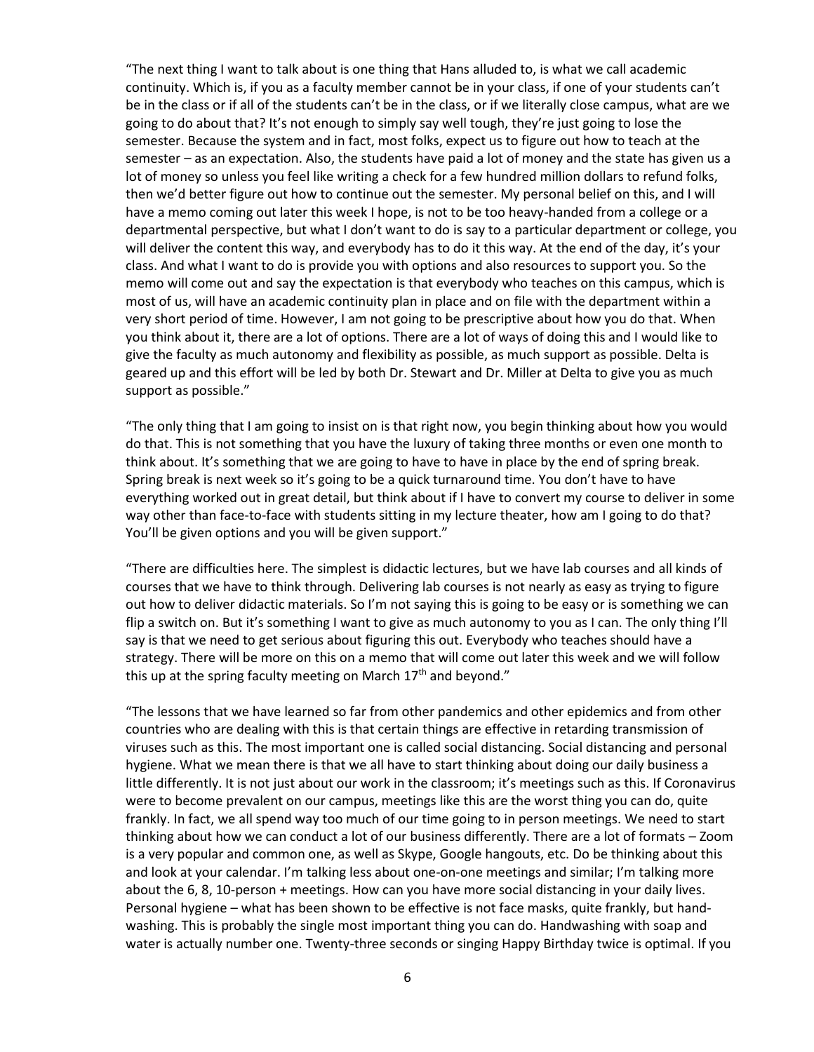"The next thing I want to talk about is one thing that Hans alluded to, is what we call academic continuity. Which is, if you as a faculty member cannot be in your class, if one of your students can't be in the class or if all of the students can't be in the class, or if we literally close campus, what are we going to do about that? It's not enough to simply say well tough, they're just going to lose the semester. Because the system and in fact, most folks, expect us to figure out how to teach at the semester – as an expectation. Also, the students have paid a lot of money and the state has given us a lot of money so unless you feel like writing a check for a few hundred million dollars to refund folks, then we'd better figure out how to continue out the semester. My personal belief on this, and I will have a memo coming out later this week I hope, is not to be too heavy-handed from a college or a departmental perspective, but what I don't want to do is say to a particular department or college, you will deliver the content this way, and everybody has to do it this way. At the end of the day, it's your class. And what I want to do is provide you with options and also resources to support you. So the memo will come out and say the expectation is that everybody who teaches on this campus, which is most of us, will have an academic continuity plan in place and on file with the department within a very short period of time. However, I am not going to be prescriptive about how you do that. When you think about it, there are a lot of options. There are a lot of ways of doing this and I would like to give the faculty as much autonomy and flexibility as possible, as much support as possible. Delta is geared up and this effort will be led by both Dr. Stewart and Dr. Miller at Delta to give you as much support as possible."

"The only thing that I am going to insist on is that right now, you begin thinking about how you would do that. This is not something that you have the luxury of taking three months or even one month to think about. It's something that we are going to have to have in place by the end of spring break. Spring break is next week so it's going to be a quick turnaround time. You don't have to have everything worked out in great detail, but think about if I have to convert my course to deliver in some way other than face-to-face with students sitting in my lecture theater, how am I going to do that? You'll be given options and you will be given support."

"There are difficulties here. The simplest is didactic lectures, but we have lab courses and all kinds of courses that we have to think through. Delivering lab courses is not nearly as easy as trying to figure out how to deliver didactic materials. So I'm not saying this is going to be easy or is something we can flip a switch on. But it's something I want to give as much autonomy to you as I can. The only thing I'll say is that we need to get serious about figuring this out. Everybody who teaches should have a strategy. There will be more on this on a memo that will come out later this week and we will follow this up at the spring faculty meeting on March 17th and beyond."

"The lessons that we have learned so far from other pandemics and other epidemics and from other countries who are dealing with this is that certain things are effective in retarding transmission of viruses such as this. The most important one is called social distancing. Social distancing and personal hygiene. What we mean there is that we all have to start thinking about doing our daily business a little differently. It is not just about our work in the classroom; it's meetings such as this. If Coronavirus were to become prevalent on our campus, meetings like this are the worst thing you can do, quite frankly. In fact, we all spend way too much of our time going to in person meetings. We need to start thinking about how we can conduct a lot of our business differently. There are a lot of formats – Zoom is a very popular and common one, as well as Skype, Google hangouts, etc. Do be thinking about this and look at your calendar. I'm talking less about one-on-one meetings and similar; I'm talking more about the 6, 8, 10-person + meetings. How can you have more social distancing in your daily lives. Personal hygiene – what has been shown to be effective is not face masks, quite frankly, but hand-washing. This is probably the single most important thing you can do. Handwashing with soap and water is actually number one. Twenty-three seconds or singing Happy Birthday twice is optimal. If you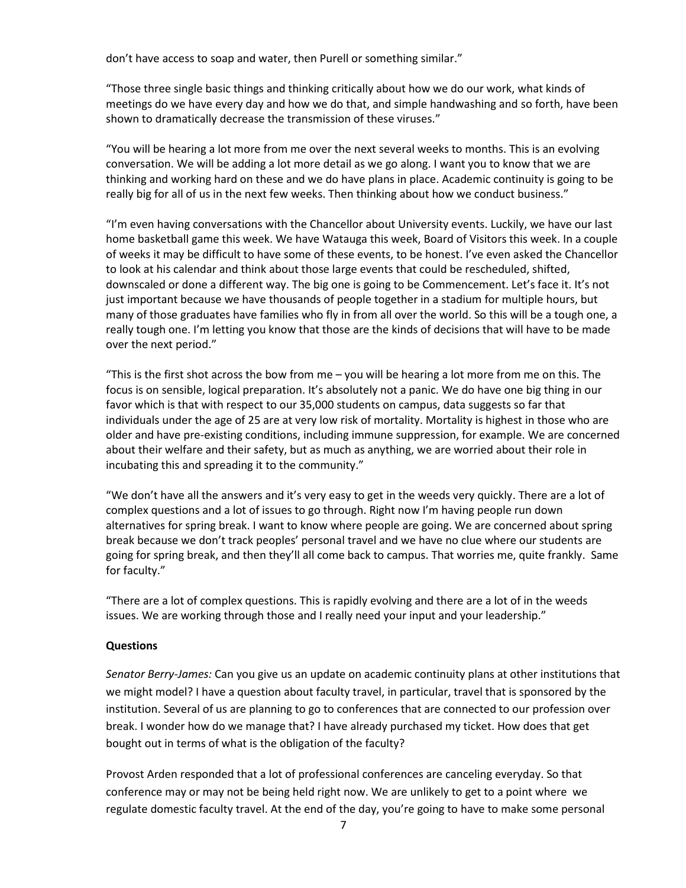don't have access to soap and water, then Purell or something similar."

"Those three single basic things and thinking critically about how we do our work, what kinds of meetings do we have every day and how we do that, and simple handwashing and so forth, have been shown to dramatically decrease the transmission of these viruses."

"You will be hearing a lot more from me over the next several weeks to months. This is an evolving conversation. We will be adding a lot more detail as we go along. I want you to know that we are thinking and working hard on these and we do have plans in place. Academic continuity is going to be really big for all of us in the next few weeks. Then thinking about how we conduct business."

"I'm even having conversations with the Chancellor about University events. Luckily, we have our last home basketball game this week. We have Watauga this week, Board of Visitors this week. In a couple of weeks it may be difficult to have some of these events, to be honest. I've even asked the Chancellor to look at his calendar and think about those large events that could be rescheduled, shifted, downscaled or done a different way. The big one is going to be Commencement. Let's face it. It's not just important because we have thousands of people together in a stadium for multiple hours, but many of those graduates have families who fly in from all over the world. So this will be a tough one, a really tough one. I'm letting you know that those are the kinds of decisions that will have to be made over the next period."

"This is the first shot across the bow from me – you will be hearing a lot more from me on this. The focus is on sensible, logical preparation. It's absolutely not a panic. We do have one big thing in our favor which is that with respect to our 35,000 students on campus, data suggests so far that individuals under the age of 25 are at very low risk of mortality. Mortality is highest in those who are older and have pre-existing conditions, including immune suppression, for example. We are concerned about their welfare and their safety, but as much as anything, we are worried about their role in incubating this and spreading it to the community."

"We don't have all the answers and it's very easy to get in the weeds very quickly. There are a lot of complex questions and a lot of issues to go through. Right now I'm having people run down alternatives for spring break. I want to know where people are going. We are concerned about spring break because we don't track peoples' personal travel and we have no clue where our students are going for spring break, and then they'll all come back to campus. That worries me, quite frankly. Same for faculty."

"There are a lot of complex questions. This is rapidly evolving and there are a lot of in the weeds issues. We are working through those and I really need your input and your leadership."

**Questions**

*Senator Berry-James:* Can you give us an update on academic continuity plans at other institutions that we might model? I have a question about faculty travel, in particular, travel that is sponsored by the institution. Several of us are planning to go to conferences that are connected to our profession over break. I wonder how do we manage that? I have already purchased my ticket. How does that get bought out in terms of what is the obligation of the faculty?

Provost Arden responded that a lot of professional conferences are canceling everyday. So that conference may or may not be being held right now. We are unlikely to get to a point where we regulate domestic faculty travel. At the end of the day, you're going to have to make some personal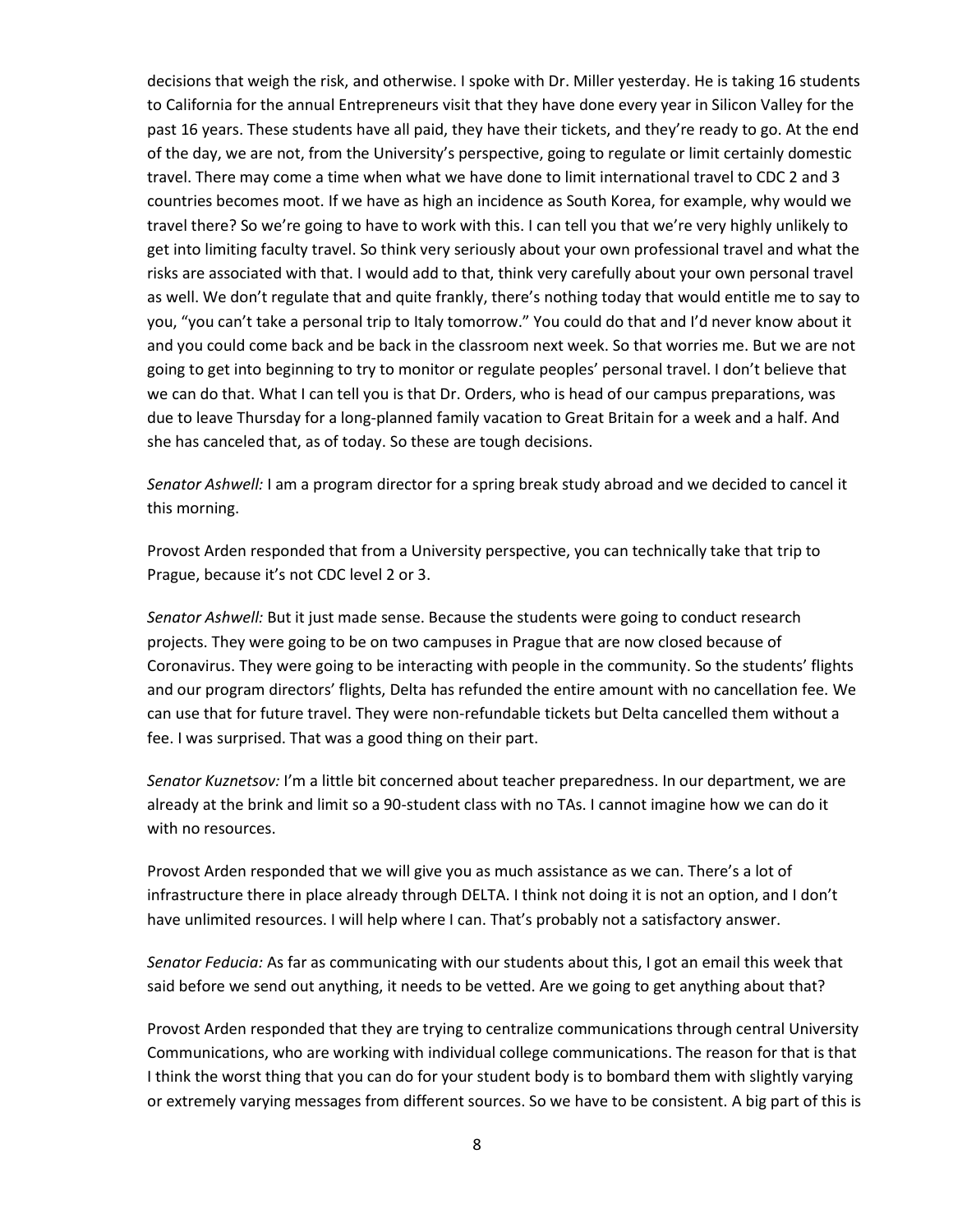decisions that weigh the risk, and otherwise. I spoke with Dr. Miller yesterday. He is taking 16 students to California for the annual Entrepreneurs visit that they have done every year in Silicon Valley for the past 16 years. These students have all paid, they have their tickets, and they're ready to go. At the end of the day, we are not, from the University's perspective, going to regulate or limit certainly domestic travel. There may come a time when what we have done to limit international travel to CDC 2 and 3 countries becomes moot. If we have as high an incidence as South Korea, for example, why would we travel there? So we're going to have to work with this. I can tell you that we're very highly unlikely to get into limiting faculty travel. So think very seriously about your own professional travel and what the risks are associated with that. I would add to that, think very carefully about your own personal travel as well. We don't regulate that and quite frankly, there's nothing today that would entitle me to say to you, "you can't take a personal trip to Italy tomorrow." You could do that and I'd never know about it and you could come back and be back in the classroom next week. So that worries me. But we are not going to get into beginning to try to monitor or regulate peoples' personal travel. I don't believe that we can do that. What I can tell you is that Dr. Orders, who is head of our campus preparations, was due to leave Thursday for a long-planned family vacation to Great Britain for a week and a half. And she has canceled that, as of today. So these are tough decisions.

*Senator Ashwell:* I am a program director for a spring break study abroad and we decided to cancel it this morning.

Provost Arden responded that from a University perspective, you can technically take that trip to Prague, because it's not CDC level 2 or 3.

*Senator Ashwell:* But it just made sense. Because the students were going to conduct research projects. They were going to be on two campuses in Prague that are now closed because of Coronavirus. They were going to be interacting with people in the community. So the students' flights and our program directors' flights, Delta has refunded the entire amount with no cancellation fee. We can use that for future travel. They were non-refundable tickets but Delta cancelled them without a fee. I was surprised. That was a good thing on their part.

*Senator Kuznetsov:* I'm a little bit concerned about teacher preparedness. In our department, we are already at the brink and limit so a 90-student class with no TAs. I cannot imagine how we can do it with no resources.

Provost Arden responded that we will give you as much assistance as we can. There's a lot of infrastructure there in place already through DELTA. I think not doing it is not an option, and I don't have unlimited resources. I will help where I can. That's probably not a satisfactory answer.

*Senator Feducia:* As far as communicating with our students about this, I got an email this week that said before we send out anything, it needs to be vetted. Are we going to get anything about that?

Provost Arden responded that they are trying to centralize communications through central University Communications, who are working with individual college communications. The reason for that is that I think the worst thing that you can do for your student body is to bombard them with slightly varying or extremely varying messages from different sources. So we have to be consistent. A big part of this is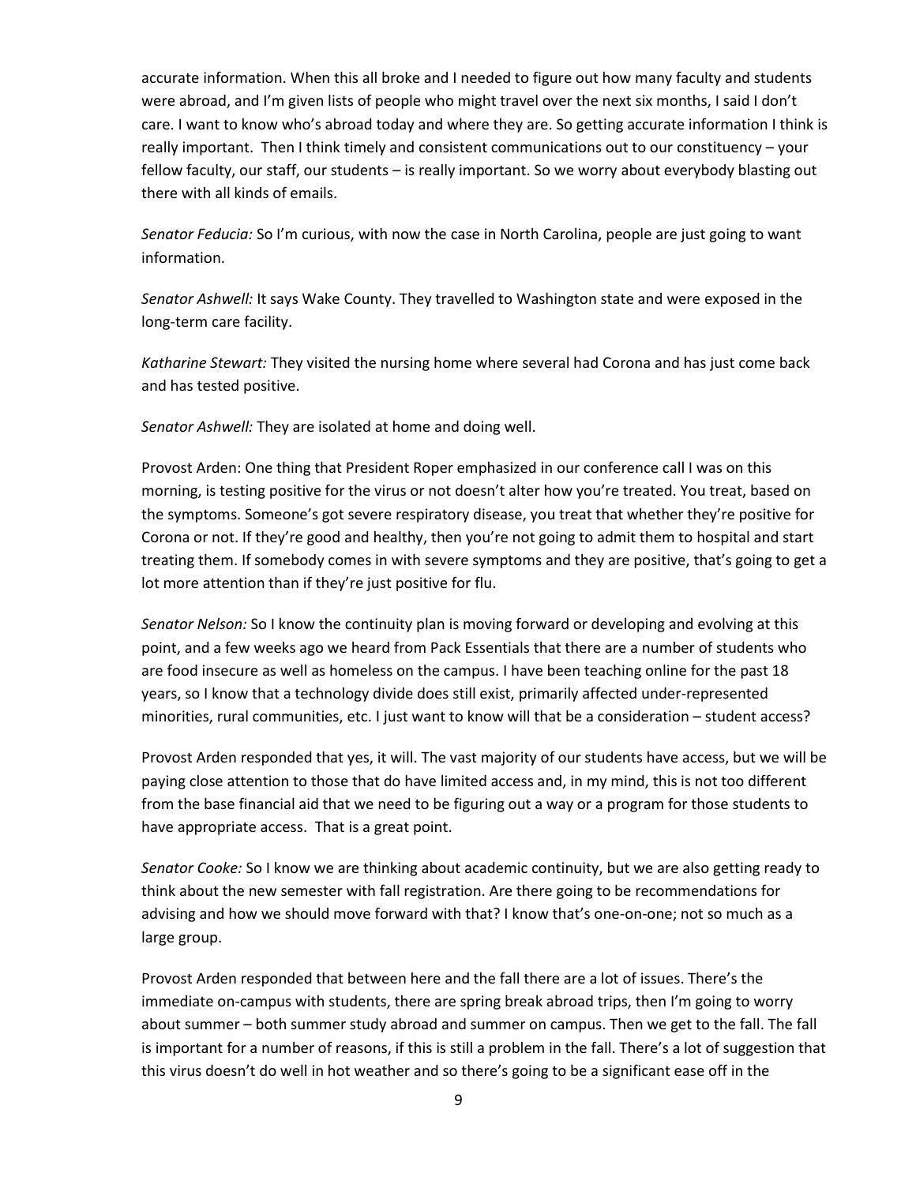accurate information. When this all broke and I needed to figure out how many faculty and students were abroad, and I'm given lists of people who might travel over the next six months, I said I don't care. I want to know who's abroad today and where they are. So getting accurate information I think is really important. Then I think timely and consistent communications out to our constituency – your fellow faculty, our staff, our students – is really important. So we worry about everybody blasting out there with all kinds of emails.

*Senator Feducia:* So I'm curious, with now the case in North Carolina, people are just going to want information.

*Senator Ashwell:* It says Wake County. They travelled to Washington state and were exposed in the long-term care facility.

*Katharine Stewart:* They visited the nursing home where several had Corona and has just come back and has tested positive.

*Senator Ashwell:* They are isolated at home and doing well.

Provost Arden: One thing that President Roper emphasized in our conference call I was on this morning, is testing positive for the virus or not doesn't alter how you're treated. You treat, based on the symptoms. Someone's got severe respiratory disease, you treat that whether they're positive for Corona or not. If they're good and healthy, then you're not going to admit them to hospital and start treating them. If somebody comes in with severe symptoms and they are positive, that's going to get a lot more attention than if they're just positive for flu.

*Senator Nelson:* So I know the continuity plan is moving forward or developing and evolving at this point, and a few weeks ago we heard from Pack Essentials that there are a number of students who are food insecure as well as homeless on the campus. I have been teaching online for the past 18 years, so I know that a technology divide does still exist, primarily affected under-represented minorities, rural communities, etc. I just want to know will that be a consideration – student access?

Provost Arden responded that yes, it will. The vast majority of our students have access, but we will be paying close attention to those that do have limited access and, in my mind, this is not too different from the base financial aid that we need to be figuring out a way or a program for those students to have appropriate access. That is a great point.

*Senator Cooke:* So I know we are thinking about academic continuity, but we are also getting ready to think about the new semester with fall registration. Are there going to be recommendations for advising and how we should move forward with that? I know that's one-on-one; not so much as a large group.

Provost Arden responded that between here and the fall there are a lot of issues. There's the immediate on-campus with students, there are spring break abroad trips, then I'm going to worry about summer – both summer study abroad and summer on campus. Then we get to the fall. The fall is important for a number of reasons, if this is still a problem in the fall. There's a lot of suggestion that this virus doesn't do well in hot weather and so there's going to be a significant ease off in the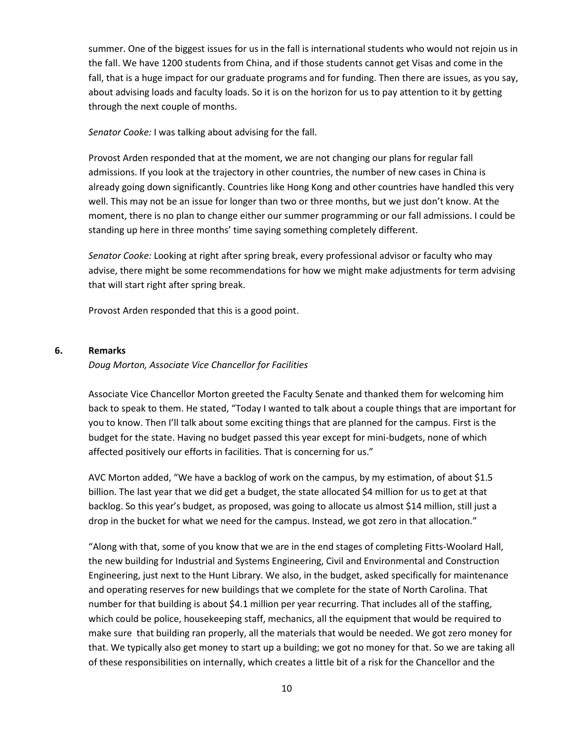summer. One of the biggest issues for us in the fall is international students who would not rejoin us in the fall. We have 1200 students from China, and if those students cannot get Visas and come in the fall, that is a huge impact for our graduate programs and for funding. Then there are issues, as you say, about advising loads and faculty loads. So it is on the horizon for us to pay attention to it by getting through the next couple of months.

*Senator Cooke:* I was talking about advising for the fall.

Provost Arden responded that at the moment, we are not changing our plans for regular fall admissions. If you look at the trajectory in other countries, the number of new cases in China is already going down significantly. Countries like Hong Kong and other countries have handled this very well. This may not be an issue for longer than two or three months, but we just don't know. At the moment, there is no plan to change either our summer programming or our fall admissions. I could be standing up here in three months' time saying something completely different.

*Senator Cooke:* Looking at right after spring break, every professional advisor or faculty who may advise, there might be some recommendations for how we might make adjustments for term advising that will start right after spring break.

Provost Arden responded that this is a good point.

**6. Remarks**

*Doug Morton, Associate Vice Chancellor for Facilities*

Associate Vice Chancellor Morton greeted the Faculty Senate and thanked them for welcoming him back to speak to them. He stated, "Today I wanted to talk about a couple things that are important for you to know. Then I'll talk about some exciting things that are planned for the campus. First is the budget for the state. Having no budget passed this year except for mini-budgets, none of which affected positively our efforts in facilities. That is concerning for us."

AVC Morton added, "We have a backlog of work on the campus, by my estimation, of about $1.5 billion. The last year that we did get a budget, the state allocated $4 million for us to get at that backlog. So this year's budget, as proposed, was going to allocate us almost $14 million, still just a drop in the bucket for what we need for the campus. Instead, we got zero in that allocation."

"Along with that, some of you know that we are in the end stages of completing Fitts-Woolard Hall, the new building for Industrial and Systems Engineering, Civil and Environmental and Construction Engineering, just next to the Hunt Library. We also, in the budget, asked specifically for maintenance and operating reserves for new buildings that we complete for the state of North Carolina. That number for that building is about $4.1 million per year recurring. That includes all of the staffing, which could be police, housekeeping staff, mechanics, all the equipment that would be required to make sure that building ran properly, all the materials that would be needed. We got zero money for that. We typically also get money to start up a building; we got no money for that. So we are taking all of these responsibilities on internally, which creates a little bit of a risk for the Chancellor and the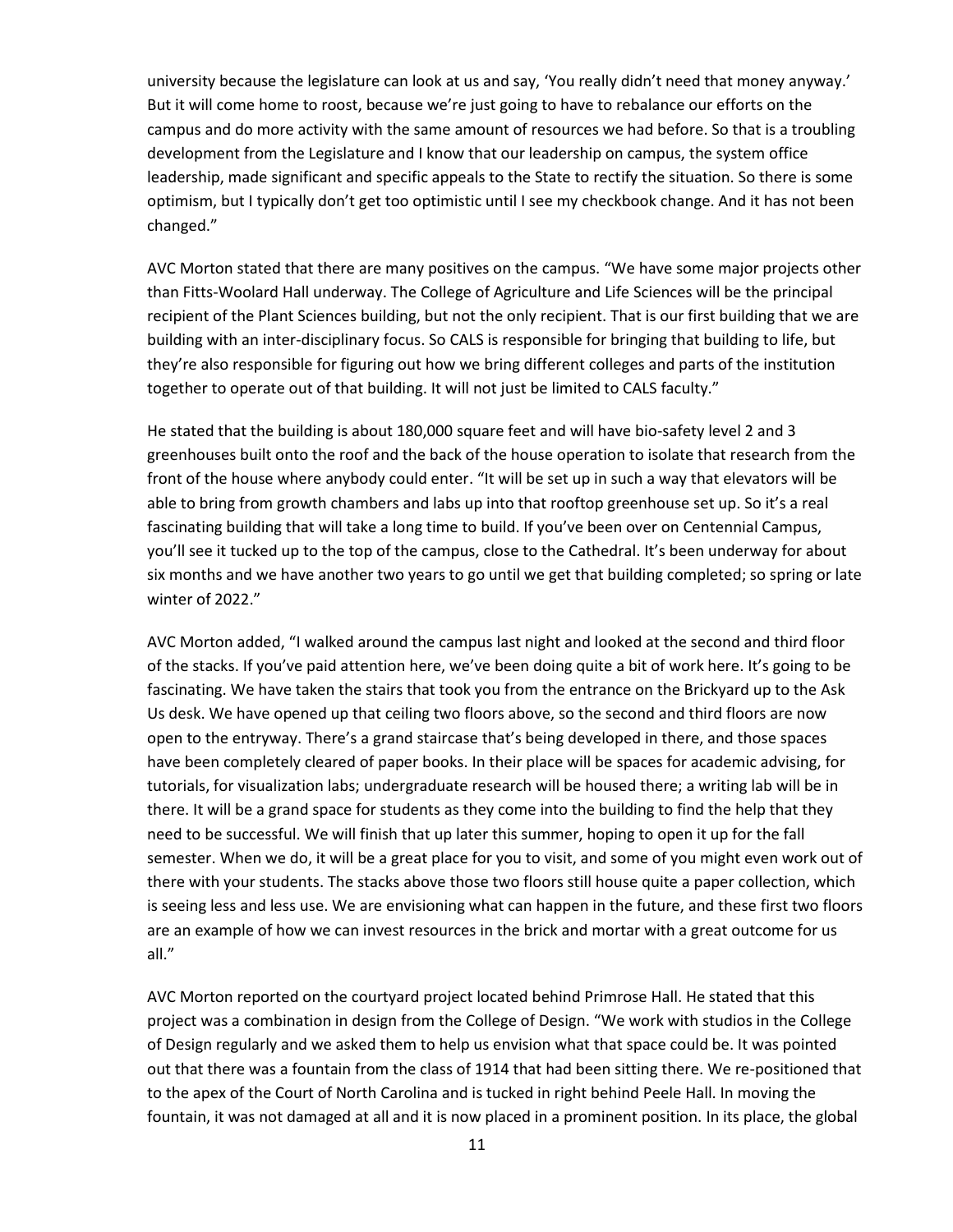university because the legislature can look at us and say, 'You really didn't need that money anyway.' But it will come home to roost, because we're just going to have to rebalance our efforts on the campus and do more activity with the same amount of resources we had before. So that is a troubling development from the Legislature and I know that our leadership on campus, the system office leadership, made significant and specific appeals to the State to rectify the situation. So there is some optimism, but I typically don't get too optimistic until I see my checkbook change. And it has not been changed."

AVC Morton stated that there are many positives on the campus. "We have some major projects other than Fitts-Woolard Hall underway. The College of Agriculture and Life Sciences will be the principal recipient of the Plant Sciences building, but not the only recipient. That is our first building that we are building with an inter-disciplinary focus. So CALS is responsible for bringing that building to life, but they're also responsible for figuring out how we bring different colleges and parts of the institution together to operate out of that building. It will not just be limited to CALS faculty."

He stated that the building is about 180,000 square feet and will have bio-safety level 2 and 3 greenhouses built onto the roof and the back of the house operation to isolate that research from the front of the house where anybody could enter. "It will be set up in such a way that elevators will be able to bring from growth chambers and labs up into that rooftop greenhouse set up. So it's a real fascinating building that will take a long time to build. If you've been over on Centennial Campus, you'll see it tucked up to the top of the campus, close to the Cathedral. It's been underway for about six months and we have another two years to go until we get that building completed; so spring or late winter of 2022."

AVC Morton added, "I walked around the campus last night and looked at the second and third floor of the stacks. If you've paid attention here, we've been doing quite a bit of work here. It's going to be fascinating. We have taken the stairs that took you from the entrance on the Brickyard up to the Ask Us desk. We have opened up that ceiling two floors above, so the second and third floors are now open to the entryway. There's a grand staircase that's being developed in there, and those spaces have been completely cleared of paper books. In their place will be spaces for academic advising, for tutorials, for visualization labs; undergraduate research will be housed there; a writing lab will be in there. It will be a grand space for students as they come into the building to find the help that they need to be successful. We will finish that up later this summer, hoping to open it up for the fall semester. When we do, it will be a great place for you to visit, and some of you might even work out of there with your students. The stacks above those two floors still house quite a paper collection, which is seeing less and less use. We are envisioning what can happen in the future, and these first two floors are an example of how we can invest resources in the brick and mortar with a great outcome for us all."

AVC Morton reported on the courtyard project located behind Primrose Hall. He stated that this project was a combination in design from the College of Design. "We work with studios in the College of Design regularly and we asked them to help us envision what that space could be. It was pointed out that there was a fountain from the class of 1914 that had been sitting there. We re-positioned that to the apex of the Court of North Carolina and is tucked in right behind Peele Hall. In moving the fountain, it was not damaged at all and it is now placed in a prominent position. In its place, the global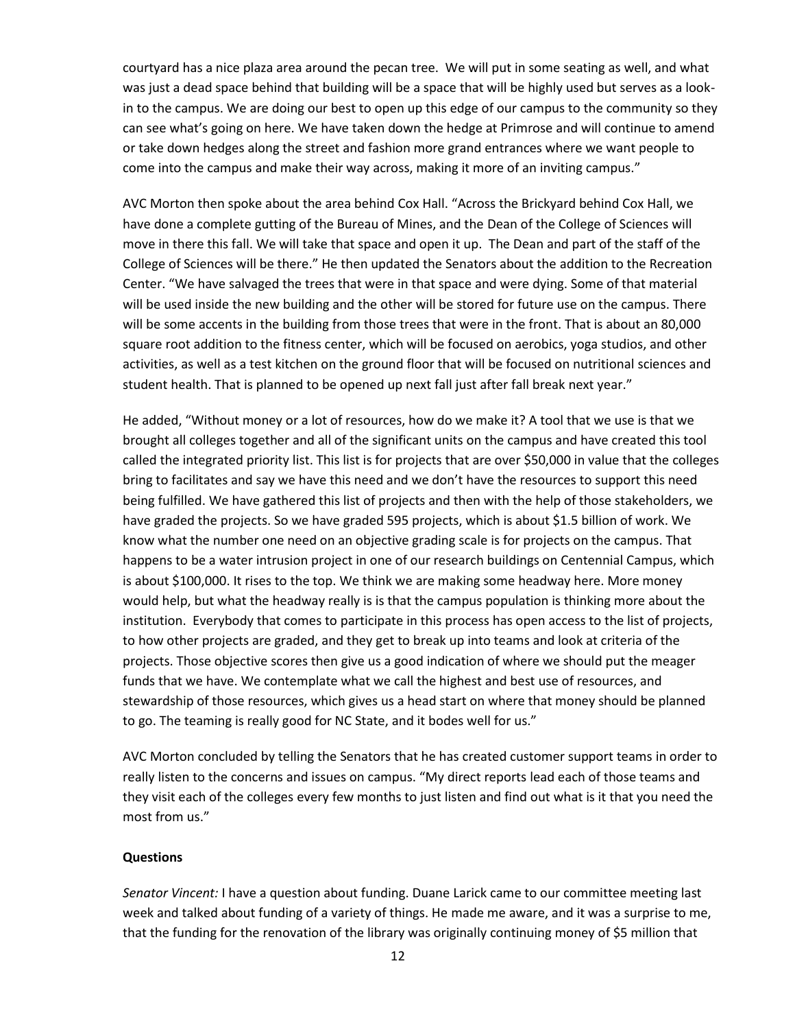courtyard has a nice plaza area around the pecan tree. We will put in some seating as well, and what was just a dead space behind that building will be a space that will be highly used but serves as a look-in to the campus. We are doing our best to open up this edge of our campus to the community so they can see what's going on here. We have taken down the hedge at Primrose and will continue to amend or take down hedges along the street and fashion more grand entrances where we want people to come into the campus and make their way across, making it more of an inviting campus."

AVC Morton then spoke about the area behind Cox Hall. "Across the Brickyard behind Cox Hall, we have done a complete gutting of the Bureau of Mines, and the Dean of the College of Sciences will move in there this fall. We will take that space and open it up. The Dean and part of the staff of the College of Sciences will be there." He then updated the Senators about the addition to the Recreation Center. "We have salvaged the trees that were in that space and were dying. Some of that material will be used inside the new building and the other will be stored for future use on the campus. There will be some accents in the building from those trees that were in the front. That is about an 80,000 square root addition to the fitness center, which will be focused on aerobics, yoga studios, and other activities, as well as a test kitchen on the ground floor that will be focused on nutritional sciences and student health. That is planned to be opened up next fall just after fall break next year."

He added, "Without money or a lot of resources, how do we make it? A tool that we use is that we brought all colleges together and all of the significant units on the campus and have created this tool called the integrated priority list. This list is for projects that are over $50,000 in value that the colleges bring to facilitates and say we have this need and we don't have the resources to support this need being fulfilled. We have gathered this list of projects and then with the help of those stakeholders, we have graded the projects. So we have graded 595 projects, which is about $1.5 billion of work. We know what the number one need on an objective grading scale is for projects on the campus. That happens to be a water intrusion project in one of our research buildings on Centennial Campus, which is about $100,000. It rises to the top. We think we are making some headway here. More money would help, but what the headway really is is that the campus population is thinking more about the institution. Everybody that comes to participate in this process has open access to the list of projects, to how other projects are graded, and they get to break up into teams and look at criteria of the projects. Those objective scores then give us a good indication of where we should put the meager funds that we have. We contemplate what we call the highest and best use of resources, and stewardship of those resources, which gives us a head start on where that money should be planned to go. The teaming is really good for NC State, and it bodes well for us."

AVC Morton concluded by telling the Senators that he has created customer support teams in order to really listen to the concerns and issues on campus. "My direct reports lead each of those teams and they visit each of the colleges every few months to just listen and find out what is it that you need the most from us."

**Questions**

*Senator Vincent:* I have a question about funding. Duane Larick came to our committee meeting last week and talked about funding of a variety of things. He made me aware, and it was a surprise to me, that the funding for the renovation of the library was originally continuing money of $5 million that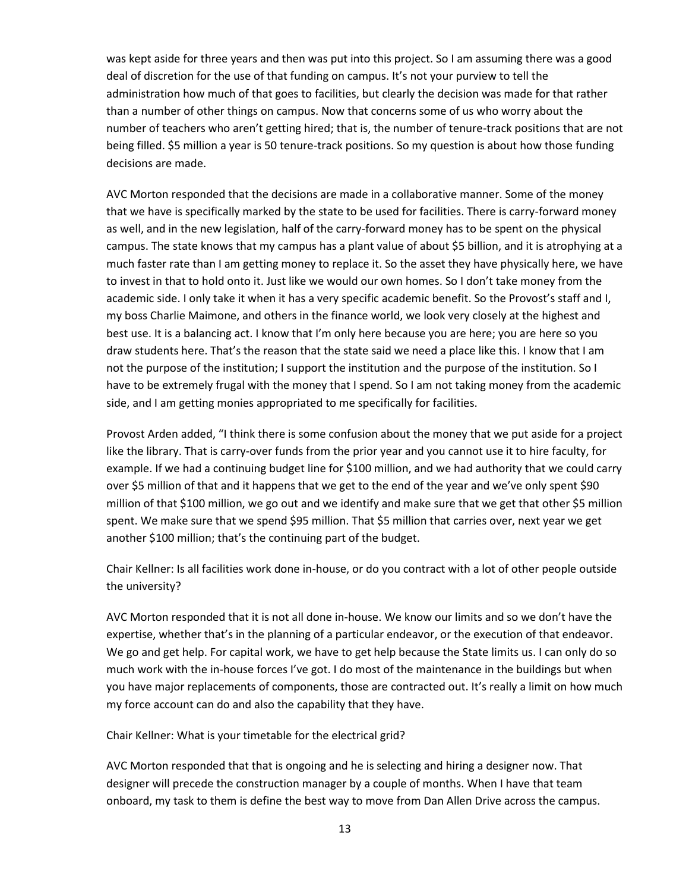was kept aside for three years and then was put into this project. So I am assuming there was a good deal of discretion for the use of that funding on campus. It's not your purview to tell the administration how much of that goes to facilities, but clearly the decision was made for that rather than a number of other things on campus. Now that concerns some of us who worry about the number of teachers who aren't getting hired; that is, the number of tenure-track positions that are not being filled. $5 million a year is 50 tenure-track positions. So my question is about how those funding decisions are made.

AVC Morton responded that the decisions are made in a collaborative manner. Some of the money that we have is specifically marked by the state to be used for facilities. There is carry-forward money as well, and in the new legislation, half of the carry-forward money has to be spent on the physical campus. The state knows that my campus has a plant value of about $5 billion, and it is atrophying at a much faster rate than I am getting money to replace it. So the asset they have physically here, we have to invest in that to hold onto it. Just like we would our own homes. So I don't take money from the academic side. I only take it when it has a very specific academic benefit. So the Provost's staff and I, my boss Charlie Maimone, and others in the finance world, we look very closely at the highest and best use. It is a balancing act. I know that I'm only here because you are here; you are here so you draw students here. That's the reason that the state said we need a place like this. I know that I am not the purpose of the institution; I support the institution and the purpose of the institution. So I have to be extremely frugal with the money that I spend. So I am not taking money from the academic side, and I am getting monies appropriated to me specifically for facilities.

Provost Arden added, "I think there is some confusion about the money that we put aside for a project like the library. That is carry-over funds from the prior year and you cannot use it to hire faculty, for example. If we had a continuing budget line for $100 million, and we had authority that we could carry over $5 million of that and it happens that we get to the end of the year and we've only spent $90 million of that $100 million, we go out and we identify and make sure that we get that other $5 million spent. We make sure that we spend $95 million. That $5 million that carries over, next year we get another $100 million; that's the continuing part of the budget.

Chair Kellner: Is all facilities work done in-house, or do you contract with a lot of other people outside the university?

AVC Morton responded that it is not all done in-house. We know our limits and so we don't have the expertise, whether that's in the planning of a particular endeavor, or the execution of that endeavor. We go and get help. For capital work, we have to get help because the State limits us. I can only do so much work with the in-house forces I've got. I do most of the maintenance in the buildings but when you have major replacements of components, those are contracted out. It's really a limit on how much my force account can do and also the capability that they have.

Chair Kellner: What is your timetable for the electrical grid?

AVC Morton responded that that is ongoing and he is selecting and hiring a designer now. That designer will precede the construction manager by a couple of months. When I have that team onboard, my task to them is define the best way to move from Dan Allen Drive across the campus.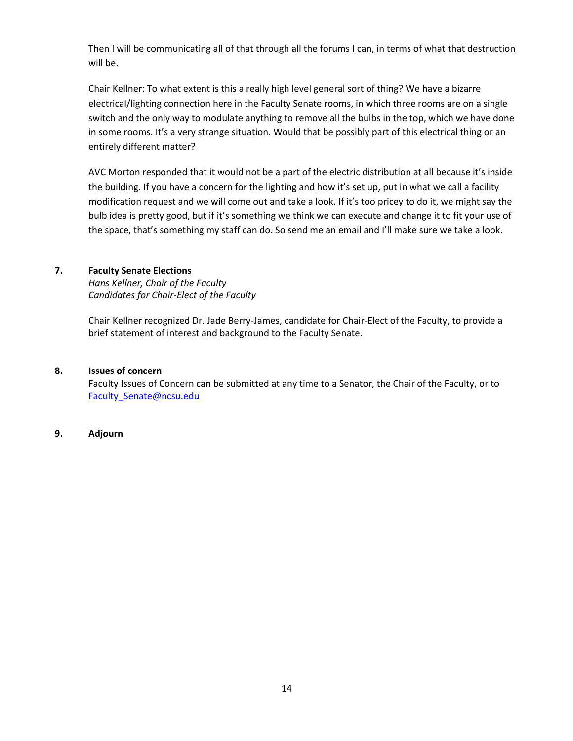Then I will be communicating all of that through all the forums I can, in terms of what that destruction will be.

Chair Kellner: To what extent is this a really high level general sort of thing? We have a bizarre electrical/lighting connection here in the Faculty Senate rooms, in which three rooms are on a single switch and the only way to modulate anything to remove all the bulbs in the top, which we have done in some rooms. It's a very strange situation. Would that be possibly part of this electrical thing or an entirely different matter?

AVC Morton responded that it would not be a part of the electric distribution at all because it's inside the building. If you have a concern for the lighting and how it's set up, put in what we call a facility modification request and we will come out and take a look. If it's too pricey to do it, we might say the bulb idea is pretty good, but if it's something we think we can execute and change it to fit your use of the space, that's something my staff can do. So send me an email and I'll make sure we take a look.

**7. Faculty Senate Elections**
*Hans Kellner, Chair of the Faculty*
*Candidates for Chair-Elect of the Faculty*

Chair Kellner recognized Dr. Jade Berry-James, candidate for Chair-Elect of the Faculty, to provide a brief statement of interest and background to the Faculty Senate.

**8. Issues of concern**
Faculty Issues of Concern can be submitted at any time to a Senator, the Chair of the Faculty, or to Faculty_Senate@ncsu.edu

**9. Adjourn**